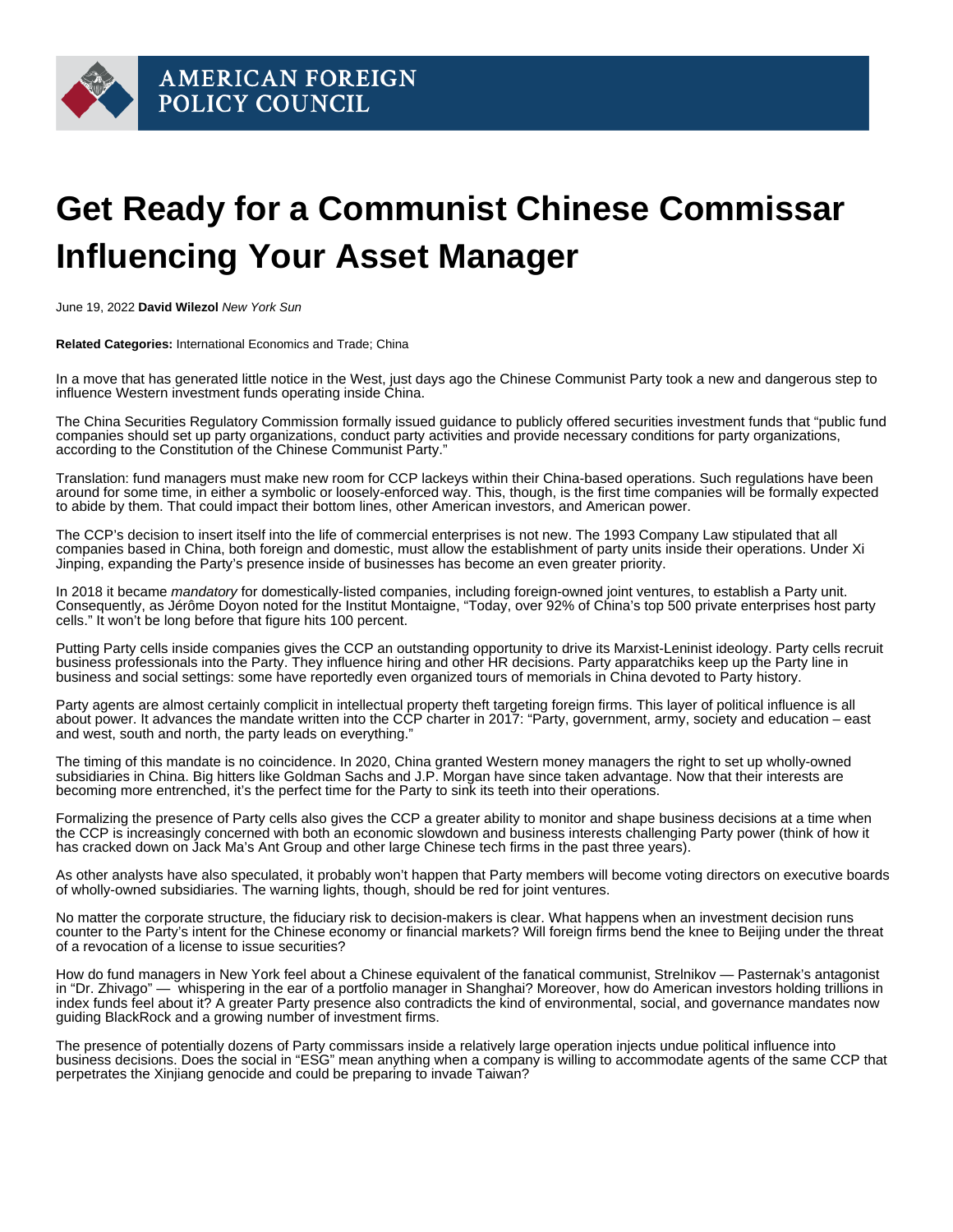AMERICAN FOREIGN POLICY COUNCIL

# Get Ready for a Communist Chinese Commissar Influencing Your Asset Manager

June 19, 2022 **David Wilezol** *New York Sun*

**Related Categories:** International Economics and Trade; China

In a move that has generated little notice in the West, just days ago the Chinese Communist Party took a new and dangerous step to influence Western investment funds operating inside China.

The China Securities Regulatory Commission formally issued guidance to publicly offered securities investment funds that "public fund companies should set up party organizations, conduct party activities and provide necessary conditions for party organizations, according to the Constitution of the Chinese Communist Party."

Translation: fund managers must make new room for CCP lackeys within their China-based operations. Such regulations have been around for some time, in either a symbolic or loosely-enforced way. This, though, is the first time companies will be formally expected to abide by them. That could impact their bottom lines, other American investors, and American power.

The CCP's decision to insert itself into the life of commercial enterprises is not new. The 1993 Company Law stipulated that all companies based in China, both foreign and domestic, must allow the establishment of party units inside their operations. Under Xi Jinping, expanding the Party's presence inside of businesses has become an even greater priority.

In 2018 it became *mandatory* for domestically-listed companies, including foreign-owned joint ventures, to establish a Party unit. Consequently, as Jérôme Doyon noted for the Institut Montaigne, "Today, over 92% of China's top 500 private enterprises host party cells." It won't be long before that figure hits 100 percent.

Putting Party cells inside companies gives the CCP an outstanding opportunity to drive its Marxist-Leninist ideology. Party cells recruit business professionals into the Party. They influence hiring and other HR decisions. Party apparatchiks keep up the Party line in business and social settings: some have reportedly even organized tours of memorials in China devoted to Party history.

Party agents are almost certainly complicit in intellectual property theft targeting foreign firms. This layer of political influence is all about power. It advances the mandate written into the CCP charter in 2017: "Party, government, army, society and education – east and west, south and north, the party leads on everything."

The timing of this mandate is no coincidence. In 2020, China granted Western money managers the right to set up wholly-owned subsidiaries in China. Big hitters like Goldman Sachs and J.P. Morgan have since taken advantage. Now that their interests are becoming more entrenched, it's the perfect time for the Party to sink its teeth into their operations.

Formalizing the presence of Party cells also gives the CCP a greater ability to monitor and shape business decisions at a time when the CCP is increasingly concerned with both an economic slowdown and business interests challenging Party power (think of how it has cracked down on Jack Ma's Ant Group and other large Chinese tech firms in the past three years).

As other analysts have also speculated, it probably won't happen that Party members will become voting directors on executive boards of wholly-owned subsidiaries. The warning lights, though, should be red for joint ventures.

No matter the corporate structure, the fiduciary risk to decision-makers is clear. What happens when an investment decision runs counter to the Party's intent for the Chinese economy or financial markets? Will foreign firms bend the knee to Beijing under the threat of a revocation of a license to issue securities?

How do fund managers in New York feel about a Chinese equivalent of the fanatical communist, Strelnikov — Pasternak's antagonist in "Dr. Zhivago" — whispering in the ear of a portfolio manager in Shanghai? Moreover, how do American investors holding trillions in index funds feel about it? A greater Party presence also contradicts the kind of environmental, social, and governance mandates now guiding BlackRock and a growing number of investment firms.

The presence of potentially dozens of Party commissars inside a relatively large operation injects undue political influence into business decisions. Does the social in "ESG" mean anything when a company is willing to accommodate agents of the same CCP that perpetrates the Xinjiang genocide and could be preparing to invade Taiwan?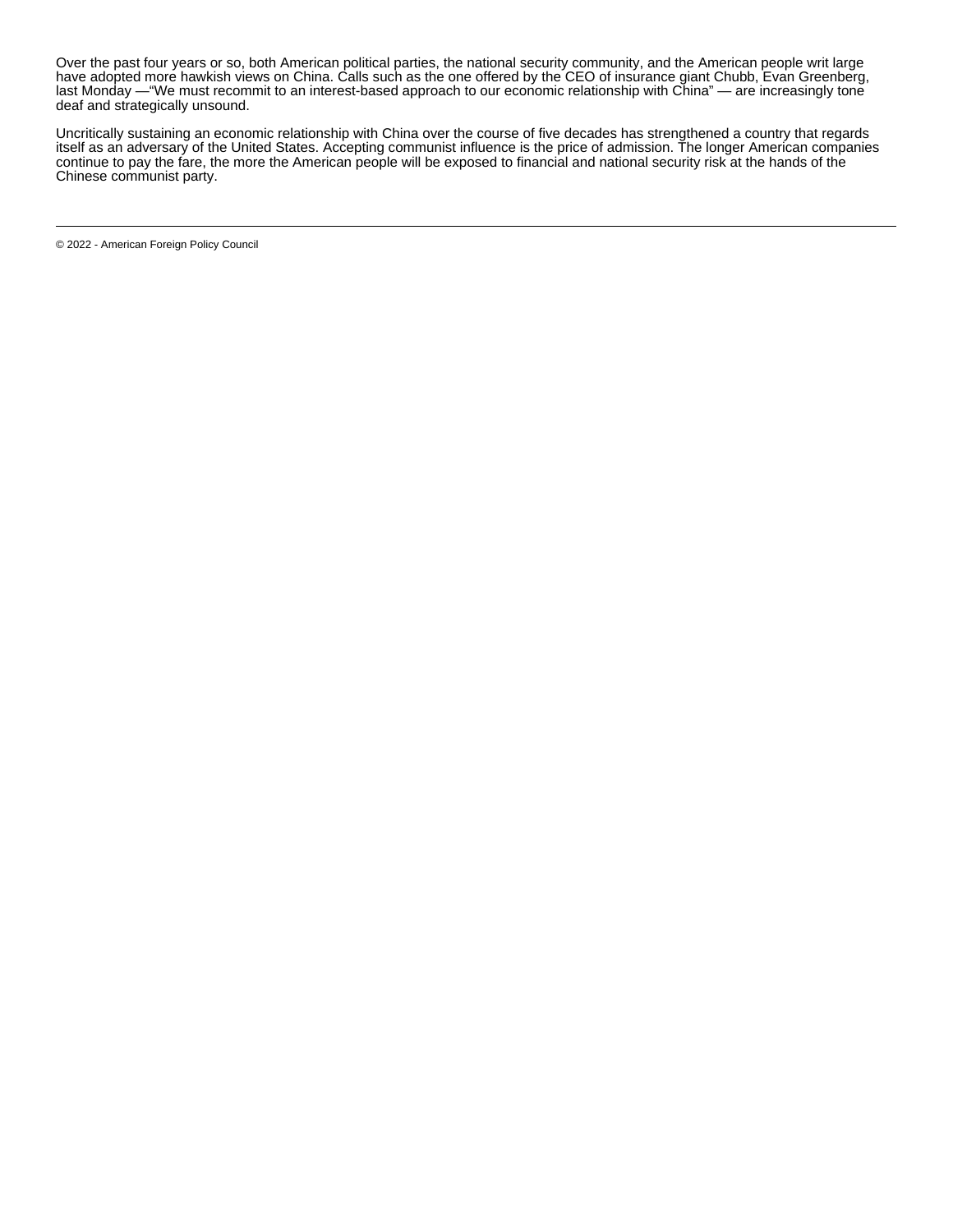Over the past four years or so, both American political parties, the national security community, and the American people writ large have adopted more hawkish views on China. Calls such as the one offered by the CEO of insurance giant Chubb, Evan Greenberg, last Monday —"We must recommit to an interest-based approach to our economic relationship with China" — are increasingly tone deaf and strategically unsound.

Uncritically sustaining an economic relationship with China over the course of five decades has strengthened a country that regards itself as an adversary of the United States. Accepting communist influence is the price of admission. The longer American companies continue to pay the fare, the more the American people will be exposed to financial and national security risk at the hands of the Chinese communist party.

---

© 2022 - American Foreign Policy Council